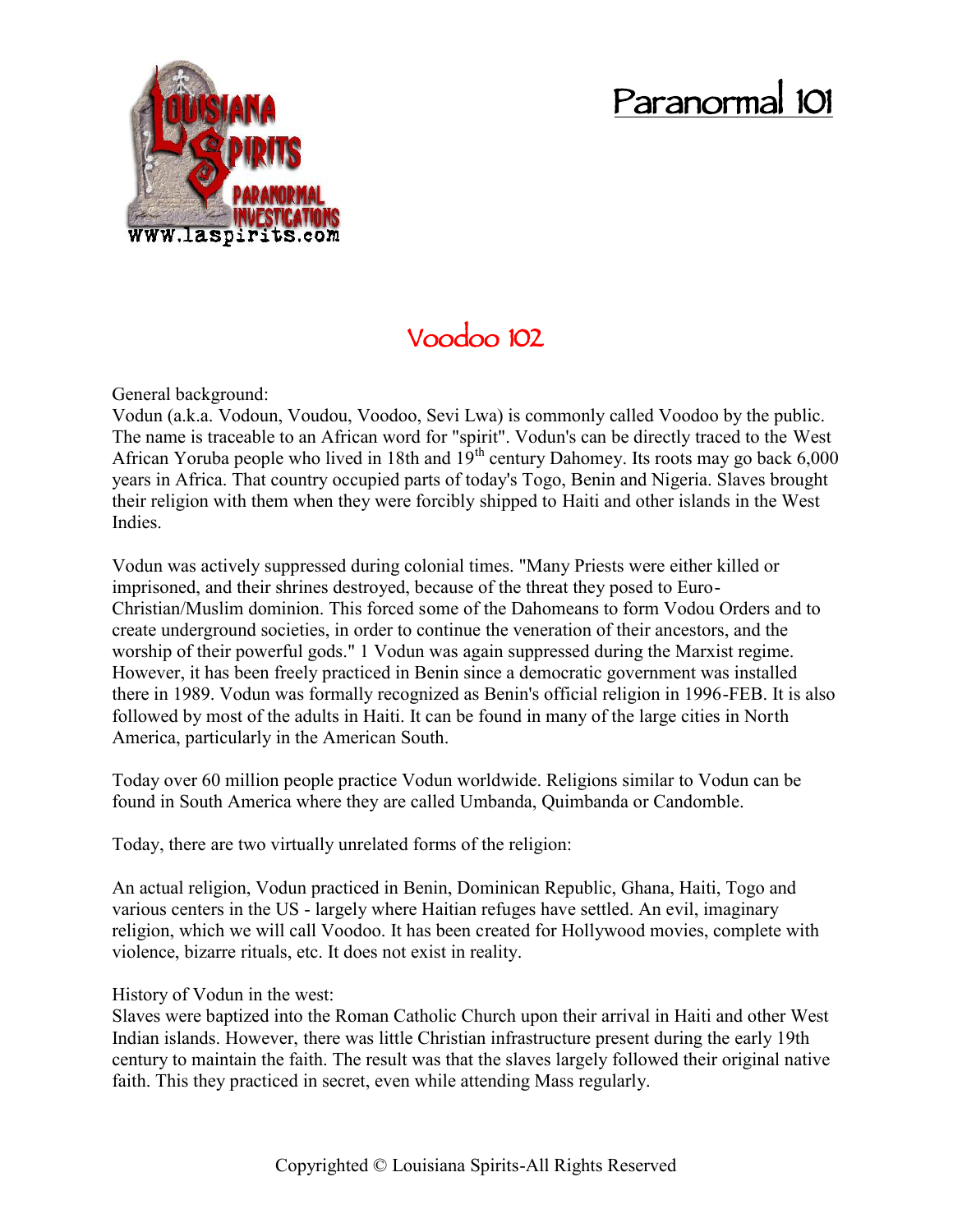# Paranormal 101

## Voodoo 102

General background:
Vodun (a.k.a. Vodoun, Voudou, Voodoo, Sevi Lwa) is commonly called Voodoo by the public. The name is traceable to an African word for "spirit". Vodun's can be directly traced to the West African Yoruba people who lived in 18th and 19th century Dahomey. Its roots may go back 6,000 years in Africa. That country occupied parts of today's Togo, Benin and Nigeria. Slaves brought their religion with them when they were forcibly shipped to Haiti and other islands in the West Indies.

Vodun was actively suppressed during colonial times. "Many Priests were either killed or imprisoned, and their shrines destroyed, because of the threat they posed to Euro-Christian/Muslim dominion. This forced some of the Dahomeans to form Vodou Orders and to create underground societies, in order to continue the veneration of their ancestors, and the worship of their powerful gods." 1 Vodun was again suppressed during the Marxist regime. However, it has been freely practiced in Benin since a democratic government was installed there in 1989. Vodun was formally recognized as Benin's official religion in 1996-FEB. It is also followed by most of the adults in Haiti. It can be found in many of the large cities in North America, particularly in the American South.

Today over 60 million people practice Vodun worldwide. Religions similar to Vodun can be found in South America where they are called Umbanda, Quimbanda or Candomble.

Today, there are two virtually unrelated forms of the religion:

An actual religion, Vodun practiced in Benin, Dominican Republic, Ghana, Haiti, Togo and various centers in the US - largely where Haitian refuges have settled. An evil, imaginary religion, which we will call Voodoo. It has been created for Hollywood movies, complete with violence, bizarre rituals, etc. It does not exist in reality.

History of Vodun in the west:
Slaves were baptized into the Roman Catholic Church upon their arrival in Haiti and other West Indian islands. However, there was little Christian infrastructure present during the early 19th century to maintain the faith. The result was that the slaves largely followed their original native faith. This they practiced in secret, even while attending Mass regularly.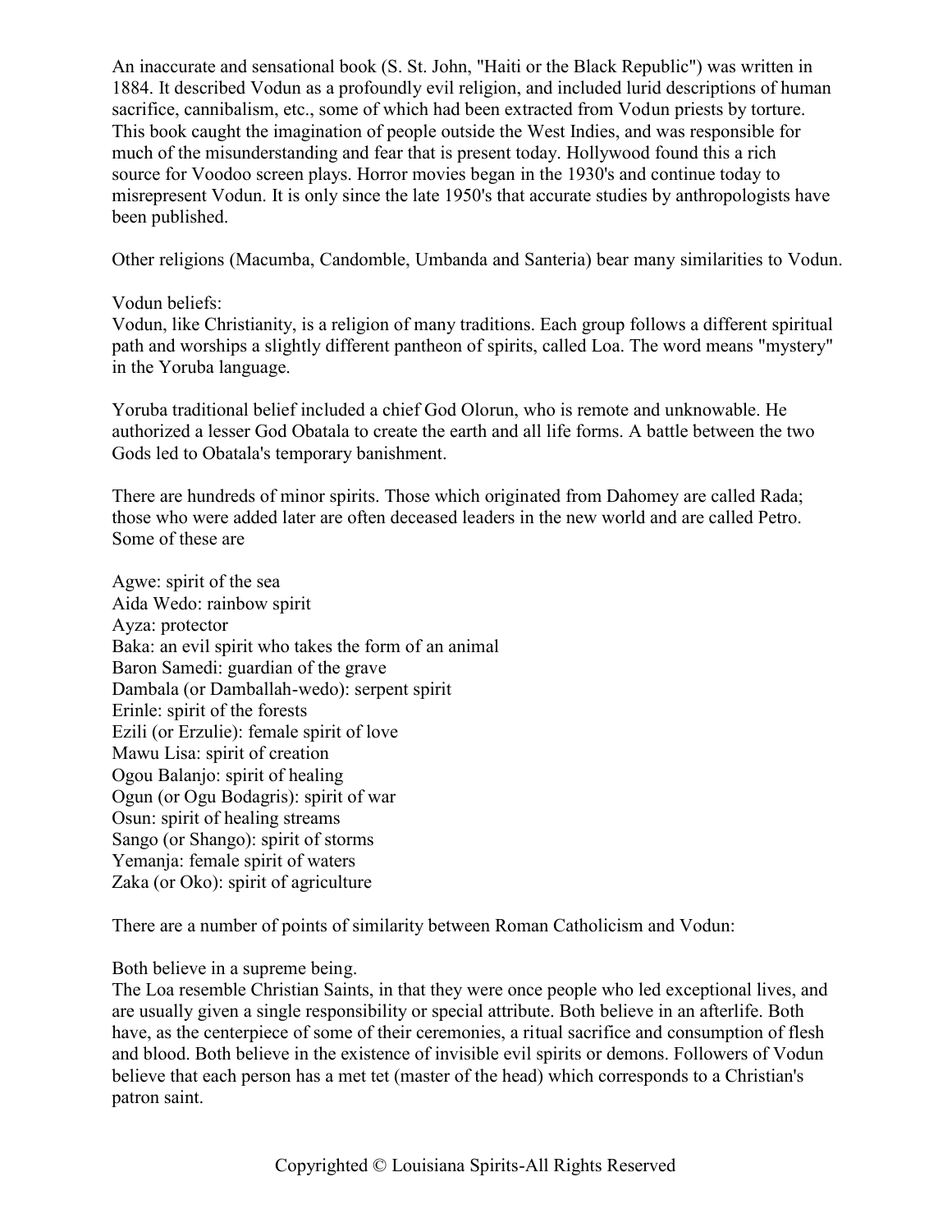An inaccurate and sensational book (S. St. John, "Haiti or the Black Republic") was written in 1884. It described Vodun as a profoundly evil religion, and included lurid descriptions of human sacrifice, cannibalism, etc., some of which had been extracted from Vodun priests by torture. This book caught the imagination of people outside the West Indies, and was responsible for much of the misunderstanding and fear that is present today. Hollywood found this a rich source for Voodoo screen plays. Horror movies began in the 1930's and continue today to misrepresent Vodun. It is only since the late 1950's that accurate studies by anthropologists have been published.

Other religions (Macumba, Candomble, Umbanda and Santeria) bear many similarities to Vodun.

Vodun beliefs:
Vodun, like Christianity, is a religion of many traditions. Each group follows a different spiritual path and worships a slightly different pantheon of spirits, called Loa. The word means "mystery" in the Yoruba language.

Yoruba traditional belief included a chief God Olorun, who is remote and unknowable. He authorized a lesser God Obatala to create the earth and all life forms. A battle between the two Gods led to Obatala's temporary banishment.

There are hundreds of minor spirits. Those which originated from Dahomey are called Rada; those who were added later are often deceased leaders in the new world and are called Petro. Some of these are

Agwe: spirit of the sea
Aida Wedo: rainbow spirit
Ayza: protector
Baka: an evil spirit who takes the form of an animal
Baron Samedi: guardian of the grave
Dambala (or Damballah-wedo): serpent spirit
Erinle: spirit of the forests
Ezili (or Erzulie): female spirit of love
Mawu Lisa: spirit of creation
Ogou Balanjo: spirit of healing
Ogun (or Ogu Bodagris): spirit of war
Osun: spirit of healing streams
Sango (or Shango): spirit of storms
Yemanja: female spirit of waters
Zaka (or Oko): spirit of agriculture

There are a number of points of similarity between Roman Catholicism and Vodun:

Both believe in a supreme being.
The Loa resemble Christian Saints, in that they were once people who led exceptional lives, and are usually given a single responsibility or special attribute. Both believe in an afterlife. Both have, as the centerpiece of some of their ceremonies, a ritual sacrifice and consumption of flesh and blood. Both believe in the existence of invisible evil spirits or demons. Followers of Vodun believe that each person has a met tet (master of the head) which corresponds to a Christian's patron saint.

Copyrighted © Louisiana Spirits-All Rights Reserved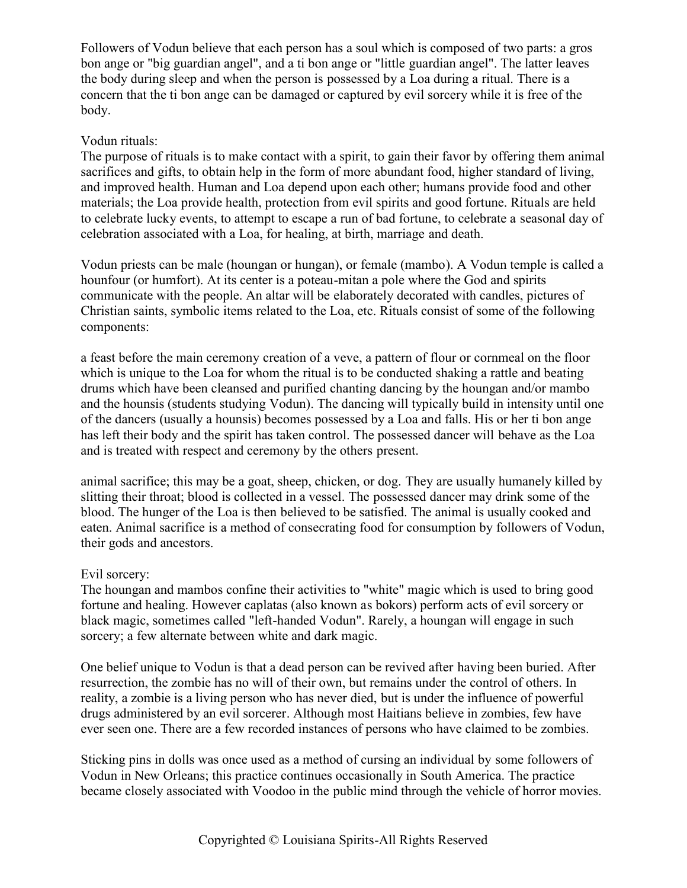Followers of Vodun believe that each person has a soul which is composed of two parts: a gros bon ange or "big guardian angel", and a ti bon ange or "little guardian angel". The latter leaves the body during sleep and when the person is possessed by a Loa during a ritual. There is a concern that the ti bon ange can be damaged or captured by evil sorcery while it is free of the body.

Vodun rituals:
The purpose of rituals is to make contact with a spirit, to gain their favor by offering them animal sacrifices and gifts, to obtain help in the form of more abundant food, higher standard of living, and improved health. Human and Loa depend upon each other; humans provide food and other materials; the Loa provide health, protection from evil spirits and good fortune. Rituals are held to celebrate lucky events, to attempt to escape a run of bad fortune, to celebrate a seasonal day of celebration associated with a Loa, for healing, at birth, marriage and death.

Vodun priests can be male (houngan or hungan), or female (mambo). A Vodun temple is called a hounfour (or humfort). At its center is a poteau-mitan a pole where the God and spirits communicate with the people. An altar will be elaborately decorated with candles, pictures of Christian saints, symbolic items related to the Loa, etc. Rituals consist of some of the following components:

a feast before the main ceremony creation of a veve, a pattern of flour or cornmeal on the floor which is unique to the Loa for whom the ritual is to be conducted shaking a rattle and beating drums which have been cleansed and purified chanting dancing by the houngan and/or mambo and the hounsis (students studying Vodun). The dancing will typically build in intensity until one of the dancers (usually a hounsis) becomes possessed by a Loa and falls. His or her ti bon ange has left their body and the spirit has taken control. The possessed dancer will behave as the Loa and is treated with respect and ceremony by the others present.

animal sacrifice; this may be a goat, sheep, chicken, or dog. They are usually humanely killed by slitting their throat; blood is collected in a vessel. The possessed dancer may drink some of the blood. The hunger of the Loa is then believed to be satisfied. The animal is usually cooked and eaten. Animal sacrifice is a method of consecrating food for consumption by followers of Vodun, their gods and ancestors.

Evil sorcery:
The houngan and mambos confine their activities to "white" magic which is used to bring good fortune and healing. However caplatas (also known as bokors) perform acts of evil sorcery or black magic, sometimes called "left-handed Vodun". Rarely, a houngan will engage in such sorcery; a few alternate between white and dark magic.

One belief unique to Vodun is that a dead person can be revived after having been buried. After resurrection, the zombie has no will of their own, but remains under the control of others. In reality, a zombie is a living person who has never died, but is under the influence of powerful drugs administered by an evil sorcerer. Although most Haitians believe in zombies, few have ever seen one. There are a few recorded instances of persons who have claimed to be zombies.

Sticking pins in dolls was once used as a method of cursing an individual by some followers of Vodun in New Orleans; this practice continues occasionally in South America. The practice became closely associated with Voodoo in the public mind through the vehicle of horror movies.

Copyrighted © Louisiana Spirits-All Rights Reserved